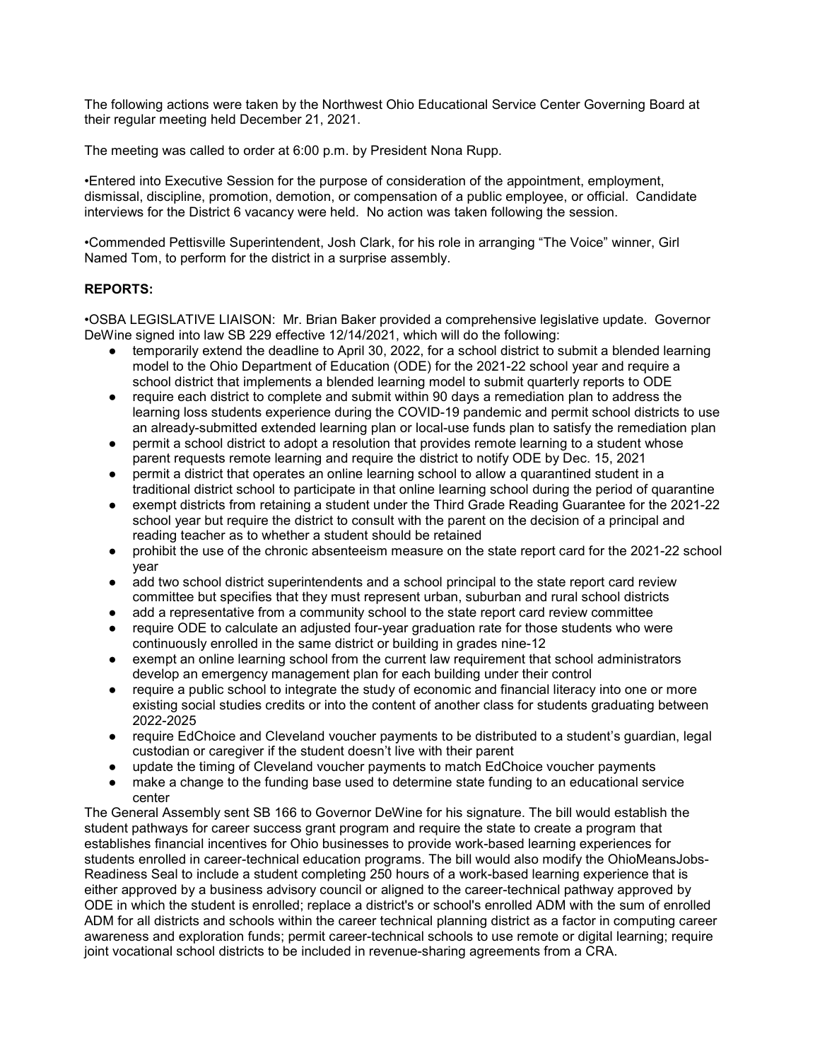The following actions were taken by the Northwest Ohio Educational Service Center Governing Board at their regular meeting held December 21, 2021.

The meeting was called to order at 6:00 p.m. by President Nona Rupp.

•Entered into Executive Session for the purpose of consideration of the appointment, employment, dismissal, discipline, promotion, demotion, or compensation of a public employee, or official. Candidate interviews for the District 6 vacancy were held. No action was taken following the session.

•Commended Pettisville Superintendent, Josh Clark, for his role in arranging "The Voice" winner, Girl Named Tom, to perform for the district in a surprise assembly.

**REPORTS:**

•OSBA LEGISLATIVE LIAISON: Mr. Brian Baker provided a comprehensive legislative update. Governor DeWine signed into law SB 229 effective 12/14/2021, which will do the following:

- temporarily extend the deadline to April 30, 2022, for a school district to submit a blended learning model to the Ohio Department of Education (ODE) for the 2021-22 school year and require a school district that implements a blended learning model to submit quarterly reports to ODE
- require each district to complete and submit within 90 days a remediation plan to address the learning loss students experience during the COVID-19 pandemic and permit school districts to use an already-submitted extended learning plan or local-use funds plan to satisfy the remediation plan
- permit a school district to adopt a resolution that provides remote learning to a student whose parent requests remote learning and require the district to notify ODE by Dec. 15, 2021
- permit a district that operates an online learning school to allow a quarantined student in a traditional district school to participate in that online learning school during the period of quarantine
- exempt districts from retaining a student under the Third Grade Reading Guarantee for the 2021-22 school year but require the district to consult with the parent on the decision of a principal and reading teacher as to whether a student should be retained
- prohibit the use of the chronic absenteeism measure on the state report card for the 2021-22 school year
- add two school district superintendents and a school principal to the state report card review committee but specifies that they must represent urban, suburban and rural school districts
- add a representative from a community school to the state report card review committee
- require ODE to calculate an adjusted four-year graduation rate for those students who were continuously enrolled in the same district or building in grades nine-12
- exempt an online learning school from the current law requirement that school administrators develop an emergency management plan for each building under their control
- require a public school to integrate the study of economic and financial literacy into one or more existing social studies credits or into the content of another class for students graduating between 2022-2025
- require EdChoice and Cleveland voucher payments to be distributed to a student's guardian, legal custodian or caregiver if the student doesn't live with their parent
- update the timing of Cleveland voucher payments to match EdChoice voucher payments
- make a change to the funding base used to determine state funding to an educational service center

The General Assembly sent SB 166 to Governor DeWine for his signature. The bill would establish the student pathways for career success grant program and require the state to create a program that establishes financial incentives for Ohio businesses to provide work-based learning experiences for students enrolled in career-technical education programs. The bill would also modify the OhioMeansJobs-Readiness Seal to include a student completing 250 hours of a work-based learning experience that is either approved by a business advisory council or aligned to the career-technical pathway approved by ODE in which the student is enrolled; replace a district's or school's enrolled ADM with the sum of enrolled ADM for all districts and schools within the career technical planning district as a factor in computing career awareness and exploration funds; permit career-technical schools to use remote or digital learning; require joint vocational school districts to be included in revenue-sharing agreements from a CRA.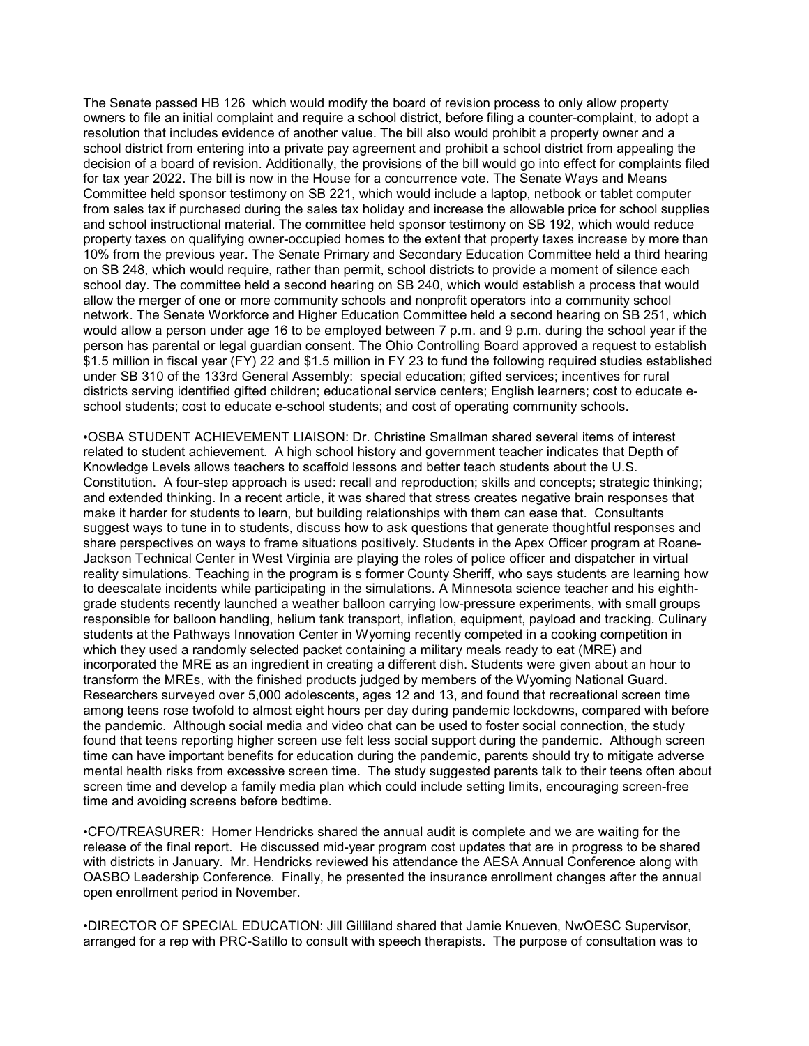The Senate passed HB 126 which would modify the board of revision process to only allow property owners to file an initial complaint and require a school district, before filing a counter-complaint, to adopt a resolution that includes evidence of another value. The bill also would prohibit a property owner and a school district from entering into a private pay agreement and prohibit a school district from appealing the decision of a board of revision. Additionally, the provisions of the bill would go into effect for complaints filed for tax year 2022. The bill is now in the House for a concurrence vote. The Senate Ways and Means Committee held sponsor testimony on SB 221, which would include a laptop, netbook or tablet computer from sales tax if purchased during the sales tax holiday and increase the allowable price for school supplies and school instructional material. The committee held sponsor testimony on SB 192, which would reduce property taxes on qualifying owner-occupied homes to the extent that property taxes increase by more than 10% from the previous year. The Senate Primary and Secondary Education Committee held a third hearing on SB 248, which would require, rather than permit, school districts to provide a moment of silence each school day. The committee held a second hearing on SB 240, which would establish a process that would allow the merger of one or more community schools and nonprofit operators into a community school network. The Senate Workforce and Higher Education Committee held a second hearing on SB 251, which would allow a person under age 16 to be employed between 7 p.m. and 9 p.m. during the school year if the person has parental or legal guardian consent. The Ohio Controlling Board approved a request to establish $1.5 million in fiscal year (FY) 22 and $1.5 million in FY 23 to fund the following required studies established under SB 310 of the 133rd General Assembly: special education; gifted services; incentives for rural districts serving identified gifted children; educational service centers; English learners; cost to educate e-school students; cost to educate e-school students; and cost of operating community schools.

•OSBA STUDENT ACHIEVEMENT LIAISON: Dr. Christine Smallman shared several items of interest related to student achievement. A high school history and government teacher indicates that Depth of Knowledge Levels allows teachers to scaffold lessons and better teach students about the U.S. Constitution. A four-step approach is used: recall and reproduction; skills and concepts; strategic thinking; and extended thinking. In a recent article, it was shared that stress creates negative brain responses that make it harder for students to learn, but building relationships with them can ease that. Consultants suggest ways to tune in to students, discuss how to ask questions that generate thoughtful responses and share perspectives on ways to frame situations positively. Students in the Apex Officer program at Roane-Jackson Technical Center in West Virginia are playing the roles of police officer and dispatcher in virtual reality simulations. Teaching in the program is s former County Sheriff, who says students are learning how to deescalate incidents while participating in the simulations. A Minnesota science teacher and his eighth-grade students recently launched a weather balloon carrying low-pressure experiments, with small groups responsible for balloon handling, helium tank transport, inflation, equipment, payload and tracking. Culinary students at the Pathways Innovation Center in Wyoming recently competed in a cooking competition in which they used a randomly selected packet containing a military meals ready to eat (MRE) and incorporated the MRE as an ingredient in creating a different dish. Students were given about an hour to transform the MREs, with the finished products judged by members of the Wyoming National Guard. Researchers surveyed over 5,000 adolescents, ages 12 and 13, and found that recreational screen time among teens rose twofold to almost eight hours per day during pandemic lockdowns, compared with before the pandemic. Although social media and video chat can be used to foster social connection, the study found that teens reporting higher screen use felt less social support during the pandemic. Although screen time can have important benefits for education during the pandemic, parents should try to mitigate adverse mental health risks from excessive screen time. The study suggested parents talk to their teens often about screen time and develop a family media plan which could include setting limits, encouraging screen-free time and avoiding screens before bedtime.

•CFO/TREASURER: Homer Hendricks shared the annual audit is complete and we are waiting for the release of the final report. He discussed mid-year program cost updates that are in progress to be shared with districts in January. Mr. Hendricks reviewed his attendance the AESA Annual Conference along with OASBO Leadership Conference. Finally, he presented the insurance enrollment changes after the annual open enrollment period in November.

•DIRECTOR OF SPECIAL EDUCATION: Jill Gilliland shared that Jamie Knueven, NwOESC Supervisor, arranged for a rep with PRC-Satillo to consult with speech therapists. The purpose of consultation was to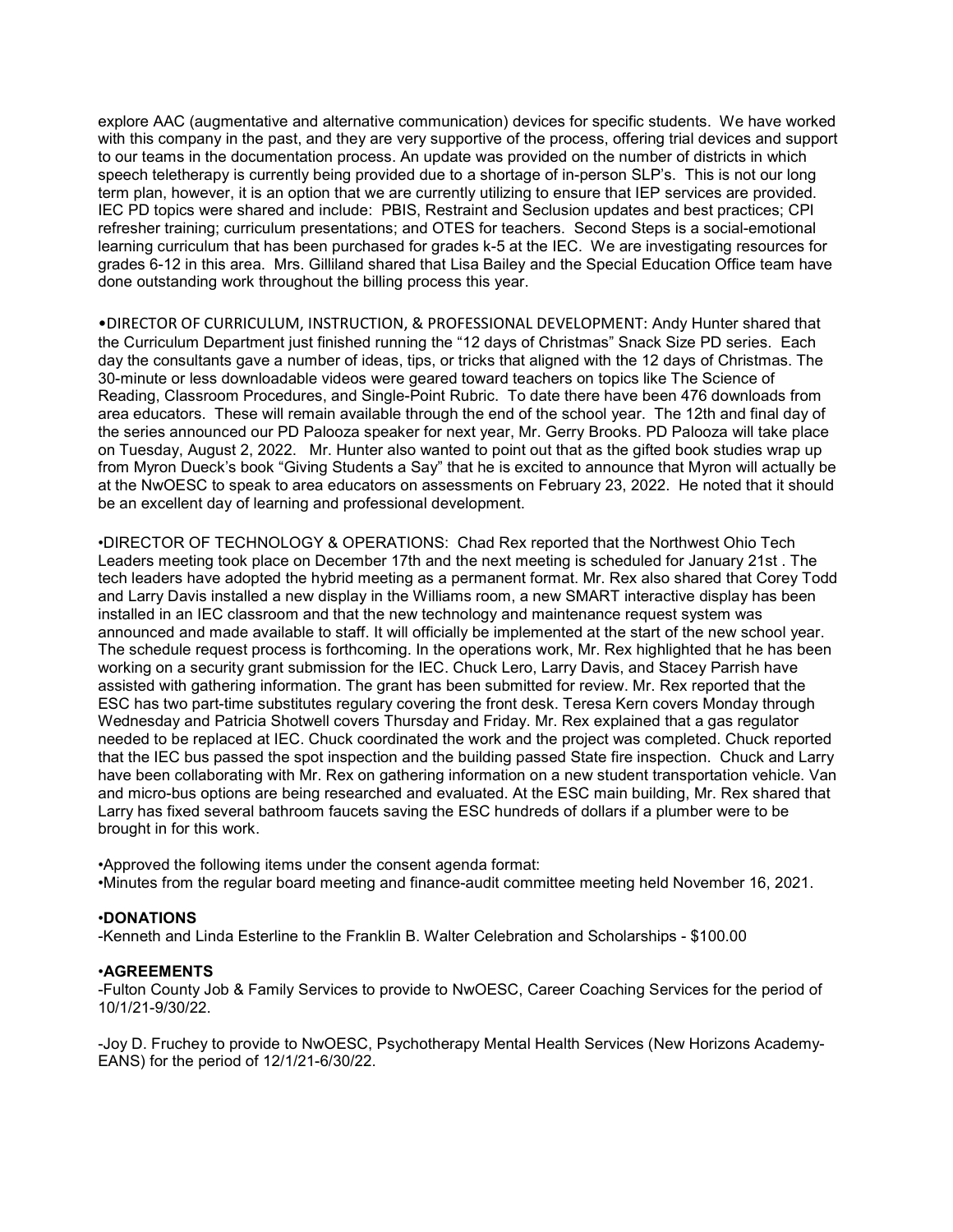explore AAC (augmentative and alternative communication) devices for specific students. We have worked with this company in the past, and they are very supportive of the process, offering trial devices and support to our teams in the documentation process. An update was provided on the number of districts in which speech teletherapy is currently being provided due to a shortage of in-person SLP's. This is not our long term plan, however, it is an option that we are currently utilizing to ensure that IEP services are provided. IEC PD topics were shared and include: PBIS, Restraint and Seclusion updates and best practices; CPI refresher training; curriculum presentations; and OTES for teachers. Second Steps is a social-emotional learning curriculum that has been purchased for grades k-5 at the IEC. We are investigating resources for grades 6-12 in this area. Mrs. Gilliland shared that Lisa Bailey and the Special Education Office team have done outstanding work throughout the billing process this year.

•DIRECTOR OF CURRICULUM, INSTRUCTION, & PROFESSIONAL DEVELOPMENT: Andy Hunter shared that the Curriculum Department just finished running the "12 days of Christmas" Snack Size PD series. Each day the consultants gave a number of ideas, tips, or tricks that aligned with the 12 days of Christmas. The 30-minute or less downloadable videos were geared toward teachers on topics like The Science of Reading, Classroom Procedures, and Single-Point Rubric. To date there have been 476 downloads from area educators. These will remain available through the end of the school year. The 12th and final day of the series announced our PD Palooza speaker for next year, Mr. Gerry Brooks. PD Palooza will take place on Tuesday, August 2, 2022. Mr. Hunter also wanted to point out that as the gifted book studies wrap up from Myron Dueck's book "Giving Students a Say" that he is excited to announce that Myron will actually be at the NwOESC to speak to area educators on assessments on February 23, 2022. He noted that it should be an excellent day of learning and professional development.

•DIRECTOR OF TECHNOLOGY & OPERATIONS: Chad Rex reported that the Northwest Ohio Tech Leaders meeting took place on December 17th and the next meeting is scheduled for January 21st . The tech leaders have adopted the hybrid meeting as a permanent format. Mr. Rex also shared that Corey Todd and Larry Davis installed a new display in the Williams room, a new SMART interactive display has been installed in an IEC classroom and that the new technology and maintenance request system was announced and made available to staff. It will officially be implemented at the start of the new school year. The schedule request process is forthcoming. In the operations work, Mr. Rex highlighted that he has been working on a security grant submission for the IEC. Chuck Lero, Larry Davis, and Stacey Parrish have assisted with gathering information. The grant has been submitted for review. Mr. Rex reported that the ESC has two part-time substitutes regulary covering the front desk. Teresa Kern covers Monday through Wednesday and Patricia Shotwell covers Thursday and Friday. Mr. Rex explained that a gas regulator needed to be replaced at IEC. Chuck coordinated the work and the project was completed. Chuck reported that the IEC bus passed the spot inspection and the building passed State fire inspection. Chuck and Larry have been collaborating with Mr. Rex on gathering information on a new student transportation vehicle. Van and micro-bus options are being researched and evaluated. At the ESC main building, Mr. Rex shared that Larry has fixed several bathroom faucets saving the ESC hundreds of dollars if a plumber were to be brought in for this work.

•Approved the following items under the consent agenda format:
•Minutes from the regular board meeting and finance-audit committee meeting held November 16, 2021.

**•DONATIONS**
-Kenneth and Linda Esterline to the Franklin B. Walter Celebration and Scholarships - $100.00

**•AGREEMENTS**
-Fulton County Job & Family Services to provide to NwOESC, Career Coaching Services for the period of 10/1/21-9/30/22.

-Joy D. Fruchey to provide to NwOESC, Psychotherapy Mental Health Services (New Horizons Academy-EANS) for the period of 12/1/21-6/30/22.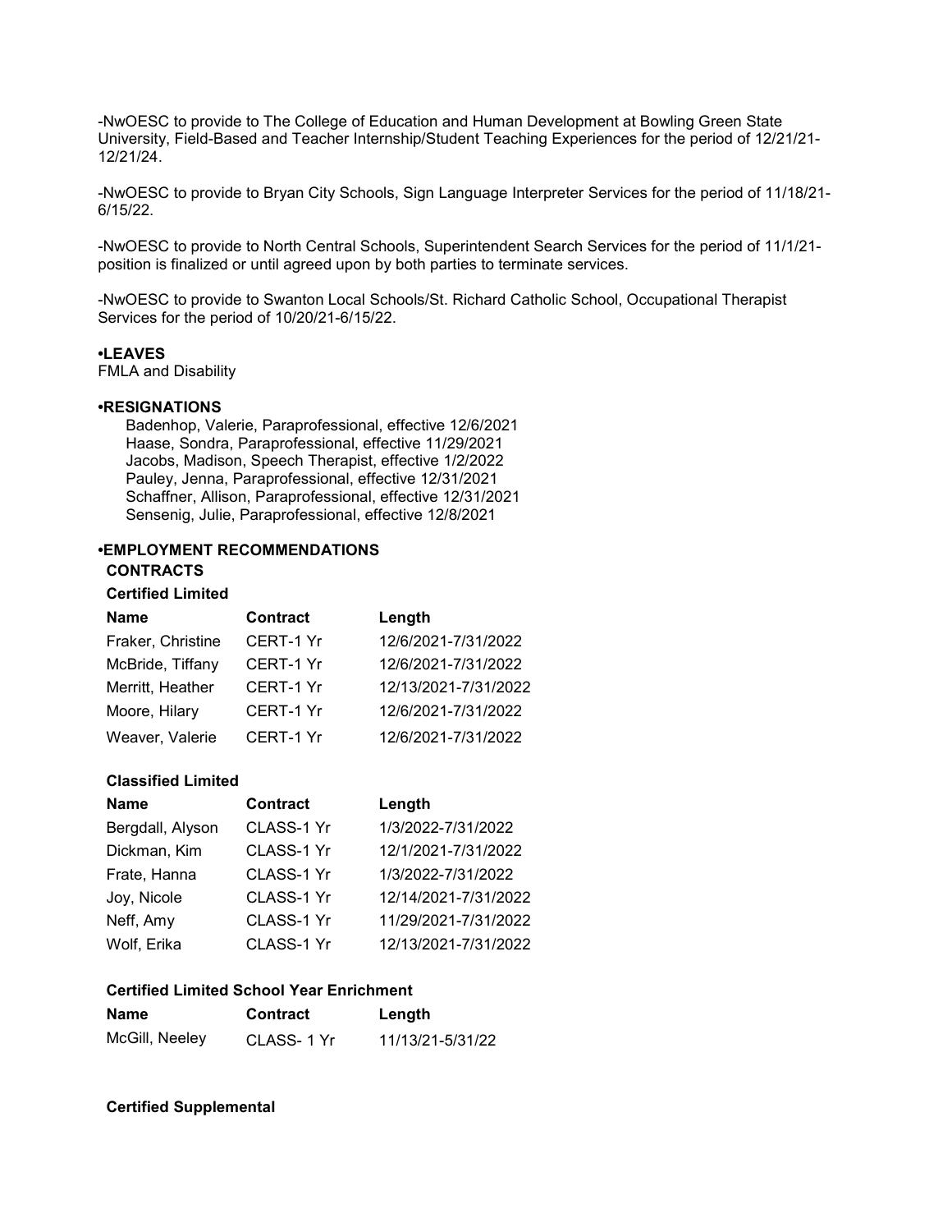-NwOESC to provide to The College of Education and Human Development at Bowling Green State University, Field-Based and Teacher Internship/Student Teaching Experiences for the period of 12/21/21-12/21/24.

-NwOESC to provide to Bryan City Schools, Sign Language Interpreter Services for the period of 11/18/21-6/15/22.

-NwOESC to provide to North Central Schools, Superintendent Search Services for the period of 11/1/21-position is finalized or until agreed upon by both parties to terminate services.

-NwOESC to provide to Swanton Local Schools/St. Richard Catholic School, Occupational Therapist Services for the period of 10/20/21-6/15/22.

**•LEAVES**

FMLA and Disability

**•RESIGNATIONS**

Badenhop, Valerie, Paraprofessional, effective 12/6/2021
Haase, Sondra, Paraprofessional, effective 11/29/2021
Jacobs, Madison, Speech Therapist, effective 1/2/2022
Pauley, Jenna, Paraprofessional, effective 12/31/2021
Schaffner, Allison, Paraprofessional, effective 12/31/2021
Sensenig, Julie, Paraprofessional, effective 12/8/2021

**•EMPLOYMENT RECOMMENDATIONS**

**CONTRACTS**

**Certified Limited**

| Name | Contract | Length |
|---|---|---|
| Fraker, Christine | CERT-1 Yr | 12/6/2021-7/31/2022 |
| McBride, Tiffany | CERT-1 Yr | 12/6/2021-7/31/2022 |
| Merritt, Heather | CERT-1 Yr | 12/13/2021-7/31/2022 |
| Moore, Hilary | CERT-1 Yr | 12/6/2021-7/31/2022 |
| Weaver, Valerie | CERT-1 Yr | 12/6/2021-7/31/2022 |

**Classified Limited**

| Name | Contract | Length |
|---|---|---|
| Bergdall, Alyson | CLASS-1 Yr | 1/3/2022-7/31/2022 |
| Dickman, Kim | CLASS-1 Yr | 12/1/2021-7/31/2022 |
| Frate, Hanna | CLASS-1 Yr | 1/3/2022-7/31/2022 |
| Joy, Nicole | CLASS-1 Yr | 12/14/2021-7/31/2022 |
| Neff, Amy | CLASS-1 Yr | 11/29/2021-7/31/2022 |
| Wolf, Erika | CLASS-1 Yr | 12/13/2021-7/31/2022 |

**Certified Limited School Year Enrichment**

| Name | Contract | Length |
|---|---|---|
| McGill, Neeley | CLASS- 1 Yr | 11/13/21-5/31/22 |

**Certified Supplemental**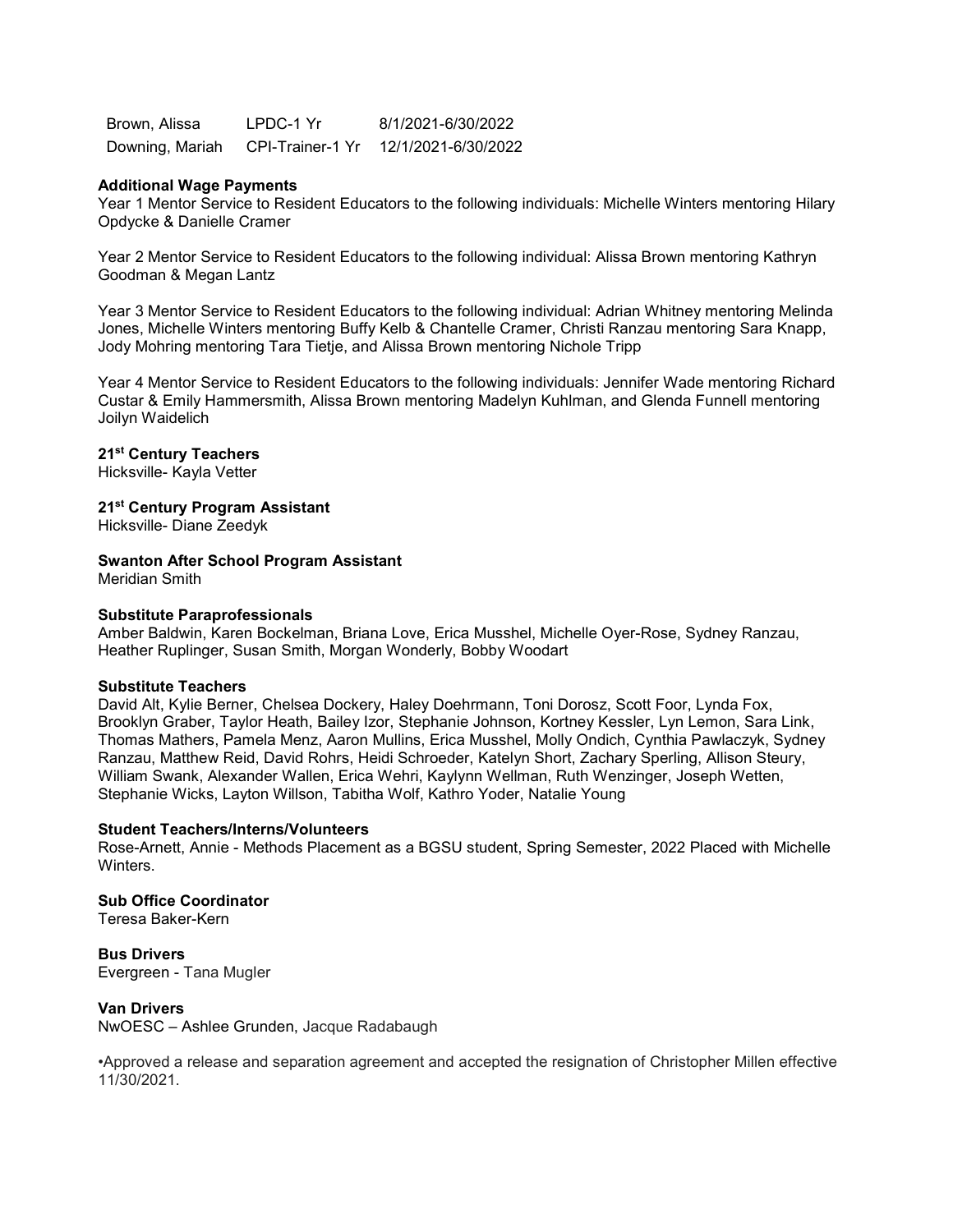| | | |
|---|---|---|
| Brown, Alissa | LPDC-1 Yr | 8/1/2021-6/30/2022 |
| Downing, Mariah | CPI-Trainer-1 Yr | 12/1/2021-6/30/2022 |

**Additional Wage Payments**
Year 1 Mentor Service to Resident Educators to the following individuals: Michelle Winters mentoring Hilary Opdycke & Danielle Cramer

Year 2 Mentor Service to Resident Educators to the following individual: Alissa Brown mentoring Kathryn Goodman & Megan Lantz

Year 3 Mentor Service to Resident Educators to the following individual: Adrian Whitney mentoring Melinda Jones, Michelle Winters mentoring Buffy Kelb & Chantelle Cramer, Christi Ranzau mentoring Sara Knapp, Jody Mohring mentoring Tara Tietje, and Alissa Brown mentoring Nichole Tripp

Year 4 Mentor Service to Resident Educators to the following individuals: Jennifer Wade mentoring Richard Custar & Emily Hammersmith, Alissa Brown mentoring Madelyn Kuhlman, and Glenda Funnell mentoring Joilyn Waidelich

**21st Century Teachers**
Hicksville- Kayla Vetter

**21st Century Program Assistant**
Hicksville- Diane Zeedyk

**Swanton After School Program Assistant**
Meridian Smith

**Substitute Paraprofessionals**
Amber Baldwin, Karen Bockelman, Briana Love, Erica Musshel, Michelle Oyer-Rose, Sydney Ranzau, Heather Ruplinger, Susan Smith, Morgan Wonderly, Bobby Woodart

**Substitute Teachers**
David Alt, Kylie Berner, Chelsea Dockery, Haley Doehrmann, Toni Dorosz, Scott Foor, Lynda Fox, Brooklyn Graber, Taylor Heath, Bailey Izor, Stephanie Johnson, Kortney Kessler, Lyn Lemon, Sara Link, Thomas Mathers, Pamela Menz, Aaron Mullins, Erica Musshel, Molly Ondich, Cynthia Pawlaczyk, Sydney Ranzau, Matthew Reid, David Rohrs, Heidi Schroeder, Katelyn Short, Zachary Sperling, Allison Steury, William Swank, Alexander Wallen, Erica Wehri, Kaylynn Wellman, Ruth Wenzinger, Joseph Wetten, Stephanie Wicks, Layton Willson, Tabitha Wolf, Kathro Yoder, Natalie Young

**Student Teachers/Interns/Volunteers**
Rose-Arnett, Annie - Methods Placement as a BGSU student, Spring Semester, 2022 Placed with Michelle Winters.

**Sub Office Coordinator**
Teresa Baker-Kern

**Bus Drivers**
Evergreen - Tana Mugler

**Van Drivers**
NwOESC – Ashlee Grunden, Jacque Radabaugh

•Approved a release and separation agreement and accepted the resignation of Christopher Millen effective 11/30/2021.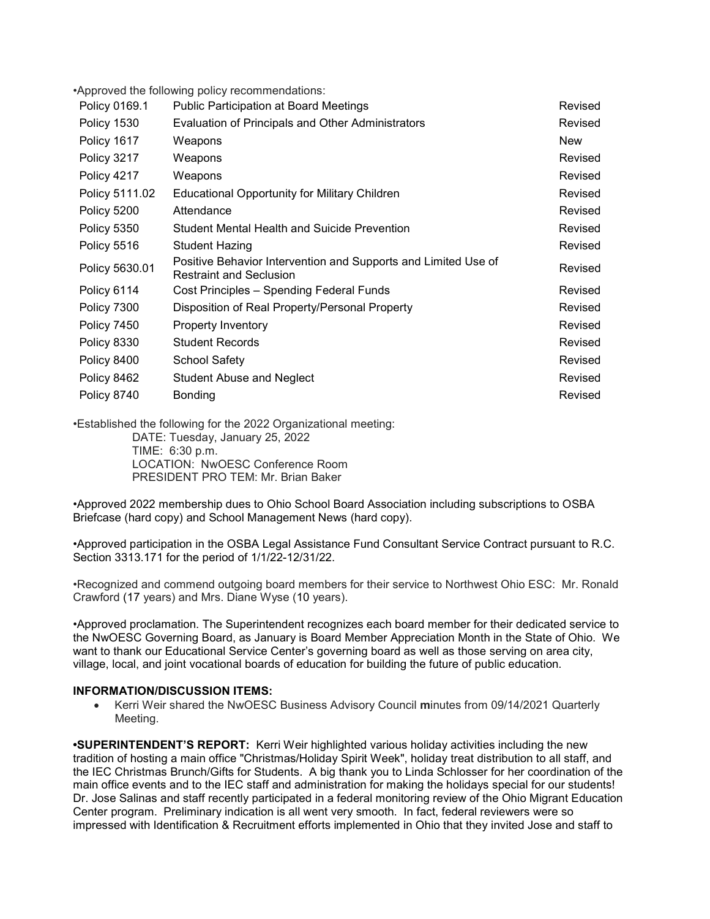•Approved the following policy recommendations:

| | | |
|---|---|---|
| Policy 0169.1 | Public Participation at Board Meetings | Revised |
| Policy 1530 | Evaluation of Principals and Other Administrators | Revised |
| Policy 1617 | Weapons | New |
| Policy 3217 | Weapons | Revised |
| Policy 4217 | Weapons | Revised |
| Policy 5111.02 | Educational Opportunity for Military Children | Revised |
| Policy 5200 | Attendance | Revised |
| Policy 5350 | Student Mental Health and Suicide Prevention | Revised |
| Policy 5516 | Student Hazing | Revised |
| Policy 5630.01 | Positive Behavior Intervention and Supports and Limited Use of Restraint and Seclusion | Revised |
| Policy 6114 | Cost Principles – Spending Federal Funds | Revised |
| Policy 7300 | Disposition of Real Property/Personal Property | Revised |
| Policy 7450 | Property Inventory | Revised |
| Policy 8330 | Student Records | Revised |
| Policy 8400 | School Safety | Revised |
| Policy 8462 | Student Abuse and Neglect | Revised |
| Policy 8740 | Bonding | Revised |

•Established the following for the 2022 Organizational meeting:

DATE: Tuesday, January 25, 2022
TIME: 6:30 p.m.
LOCATION: NwOESC Conference Room
PRESIDENT PRO TEM: Mr. Brian Baker

•Approved 2022 membership dues to Ohio School Board Association including subscriptions to OSBA Briefcase (hard copy) and School Management News (hard copy).

•Approved participation in the OSBA Legal Assistance Fund Consultant Service Contract pursuant to R.C. Section 3313.171 for the period of 1/1/22-12/31/22.

•Recognized and commend outgoing board members for their service to Northwest Ohio ESC: Mr. Ronald Crawford (17 years) and Mrs. Diane Wyse (10 years).

•Approved proclamation. The Superintendent recognizes each board member for their dedicated service to the NwOESC Governing Board, as January is Board Member Appreciation Month in the State of Ohio. We want to thank our Educational Service Center's governing board as well as those serving on area city, village, local, and joint vocational boards of education for building the future of public education.

**INFORMATION/DISCUSSION ITEMS:**

- Kerri Weir shared the NwOESC Business Advisory Council **m**inutes from 09/14/2021 Quarterly Meeting.

**•SUPERINTENDENT'S REPORT:** Kerri Weir highlighted various holiday activities including the new tradition of hosting a main office "Christmas/Holiday Spirit Week", holiday treat distribution to all staff, and the IEC Christmas Brunch/Gifts for Students. A big thank you to Linda Schlosser for her coordination of the main office events and to the IEC staff and administration for making the holidays special for our students! Dr. Jose Salinas and staff recently participated in a federal monitoring review of the Ohio Migrant Education Center program. Preliminary indication is all went very smooth. In fact, federal reviewers were so impressed with Identification & Recruitment efforts implemented in Ohio that they invited Jose and staff to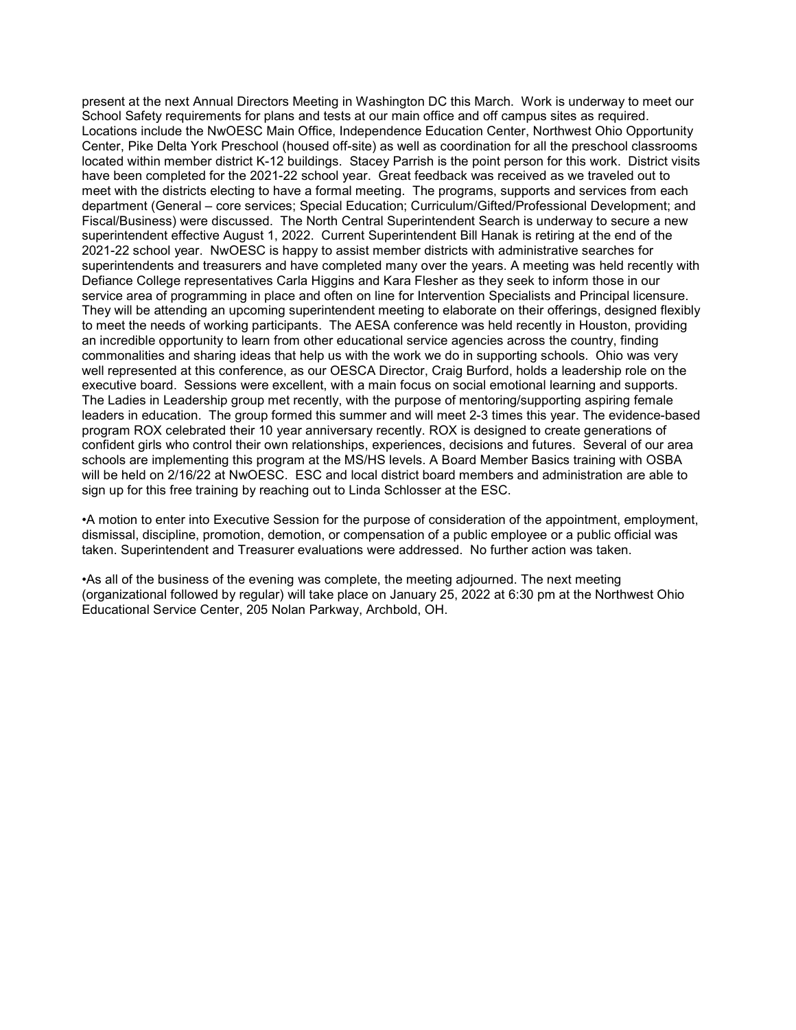present at the next Annual Directors Meeting in Washington DC this March. Work is underway to meet our School Safety requirements for plans and tests at our main office and off campus sites as required. Locations include the NwOESC Main Office, Independence Education Center, Northwest Ohio Opportunity Center, Pike Delta York Preschool (housed off-site) as well as coordination for all the preschool classrooms located within member district K-12 buildings. Stacey Parrish is the point person for this work. District visits have been completed for the 2021-22 school year. Great feedback was received as we traveled out to meet with the districts electing to have a formal meeting. The programs, supports and services from each department (General – core services; Special Education; Curriculum/Gifted/Professional Development; and Fiscal/Business) were discussed. The North Central Superintendent Search is underway to secure a new superintendent effective August 1, 2022. Current Superintendent Bill Hanak is retiring at the end of the 2021-22 school year. NwOESC is happy to assist member districts with administrative searches for superintendents and treasurers and have completed many over the years. A meeting was held recently with Defiance College representatives Carla Higgins and Kara Flesher as they seek to inform those in our service area of programming in place and often on line for Intervention Specialists and Principal licensure. They will be attending an upcoming superintendent meeting to elaborate on their offerings, designed flexibly to meet the needs of working participants. The AESA conference was held recently in Houston, providing an incredible opportunity to learn from other educational service agencies across the country, finding commonalities and sharing ideas that help us with the work we do in supporting schools. Ohio was very well represented at this conference, as our OESCA Director, Craig Burford, holds a leadership role on the executive board. Sessions were excellent, with a main focus on social emotional learning and supports. The Ladies in Leadership group met recently, with the purpose of mentoring/supporting aspiring female leaders in education. The group formed this summer and will meet 2-3 times this year. The evidence-based program ROX celebrated their 10 year anniversary recently. ROX is designed to create generations of confident girls who control their own relationships, experiences, decisions and futures. Several of our area schools are implementing this program at the MS/HS levels. A Board Member Basics training with OSBA will be held on 2/16/22 at NwOESC. ESC and local district board members and administration are able to sign up for this free training by reaching out to Linda Schlosser at the ESC.

•A motion to enter into Executive Session for the purpose of consideration of the appointment, employment, dismissal, discipline, promotion, demotion, or compensation of a public employee or a public official was taken. Superintendent and Treasurer evaluations were addressed. No further action was taken.

•As all of the business of the evening was complete, the meeting adjourned. The next meeting (organizational followed by regular) will take place on January 25, 2022 at 6:30 pm at the Northwest Ohio Educational Service Center, 205 Nolan Parkway, Archbold, OH.